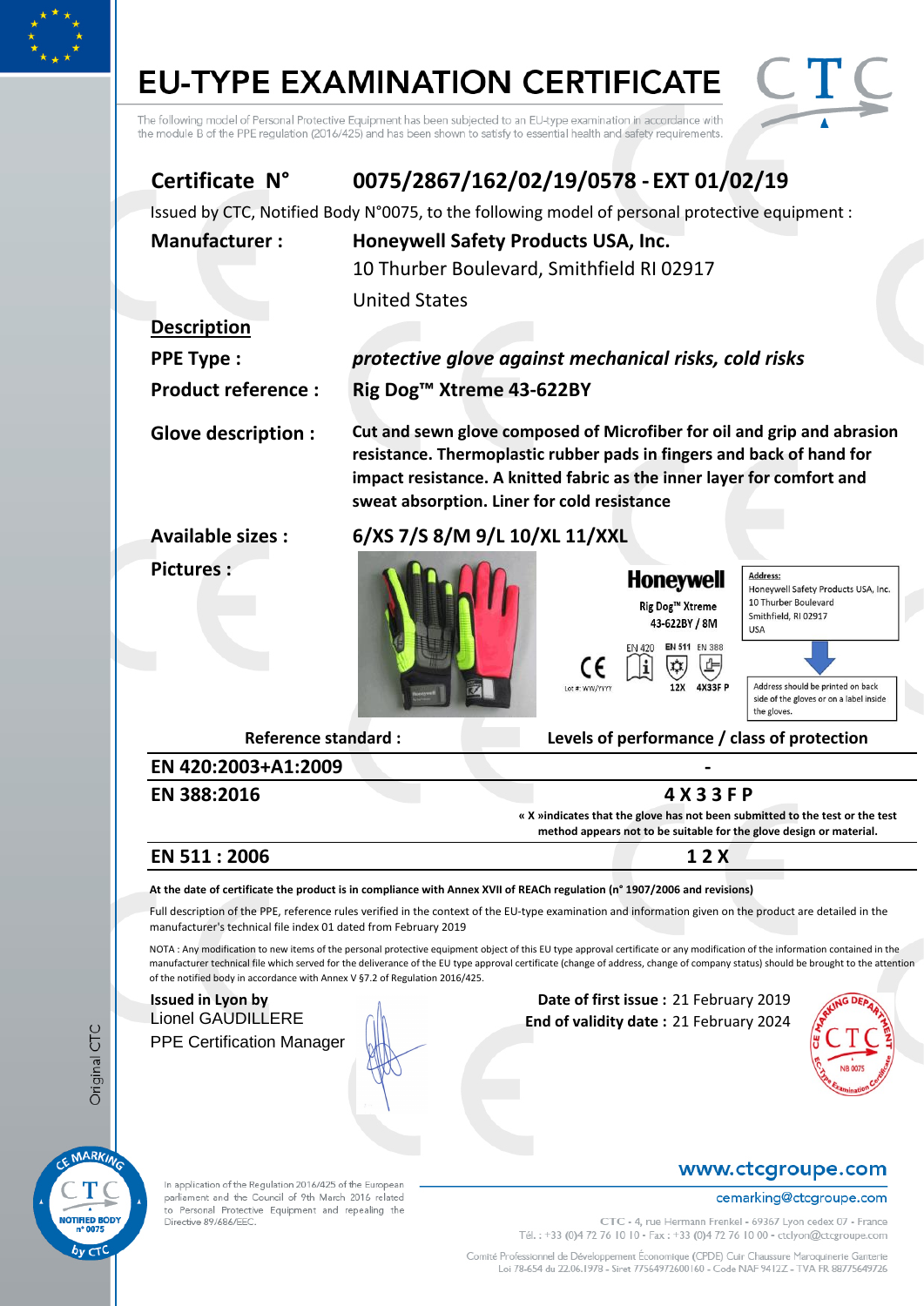# EU-TYPE EXAMINATION CERTIFICATE

The following model of Personal Protective Equipment has been subjected to an EU-type examination in accordance with the module B of the PPE regulation (2016/425) and has been shown to satisfy to essential health and safety requirements.

**Certificate N°** **0075/2867/162/02/19/0578 - EXT 01/02/19**

Issued by CTC, Notified Body N°0075, to the following model of personal protective equipment :

**Manufacturer :** **Honeywell Safety Products USA, Inc.**
10 Thurber Boulevard, Smithfield RI 02917
United States

**Description**

**PPE Type :** ***protective glove against mechanical risks, cold risks***

**Product reference :** **Rig Dog™ Xtreme 43-622BY**

**Glove description :** **Cut and sewn glove composed of Microfiber for oil and grip and abrasion resistance. Thermoplastic rubber pads in fingers and back of hand for impact resistance. A knitted fabric as the inner layer for comfort and sweat absorption. Liner for cold resistance**

**Available sizes :** **6/XS 7/S 8/M 9/L 10/XL 11/XXL**

**Pictures :**

Honeywell
Rig Dog™ Xtreme
43-622BY / 8M
EN 420 EN 511 EN 388
12X 4X33F P
Lot #: WW/YYYY

Address:
Honeywell Safety Products USA, Inc.
10 Thurber Boulevard
Smithfield, RI 02917
USA

Address should be printed on back side of the gloves or on a label inside the gloves.

| Reference standard : | Levels of performance / class of protection |
|---|---|
| EN 420:2003+A1:2009 | - |
| EN 388:2016 | 4 X 3 3 F P<br>« X »indicates that the glove has not been submitted to the test or the test method appears not to be suitable for the glove design or material. |
| EN 511 : 2006 | 1 2 X |

**At the date of certificate the product is in compliance with Annex XVII of REACh regulation (n° 1907/2006 and revisions)**

Full description of the PPE, reference rules verified in the context of the EU-type examination and information given on the product are detailed in the manufacturer's technical file index 01 dated from February 2019

NOTA : Any modification to new items of the personal protective equipment object of this EU type approval certificate or any modification of the information contained in the manufacturer technical file which served for the deliverance of the EU type approval certificate (change of address, change of company status) should be brought to the attention of the notified body in accordance with Annex V §7.2 of Regulation 2016/425.

**Issued in Lyon by**
Lionel GAUDILLERE
PPE Certification Manager

**Date of first issue :** 21 February 2019
**End of validity date :** 21 February 2024

Original CTC

In application of the Regulation 2016/425 of the European parliament and the Council of 9th March 2016 related to Personal Protective Equipment and repealing the Directive 89/686/EEC.

www.ctcgroupe.com
cemarking@ctcgroupe.com

CTC - 4, rue Hermann Frenkel - 69367 Lyon cedex 07 - France
Tél. : +33 (0)4 72 76 10 10 - Fax : +33 (0)4 72 76 10 00 - ctclyon@ctcgroupe.com

Comité Professionnel de Développement Économique (CPDE) Cuir Chaussure Maroquinerie Ganterie
Loi 78-654 du 22.06.1978 - Siret 77564972600160 - Code NAF 9412Z - TVA FR 88775649726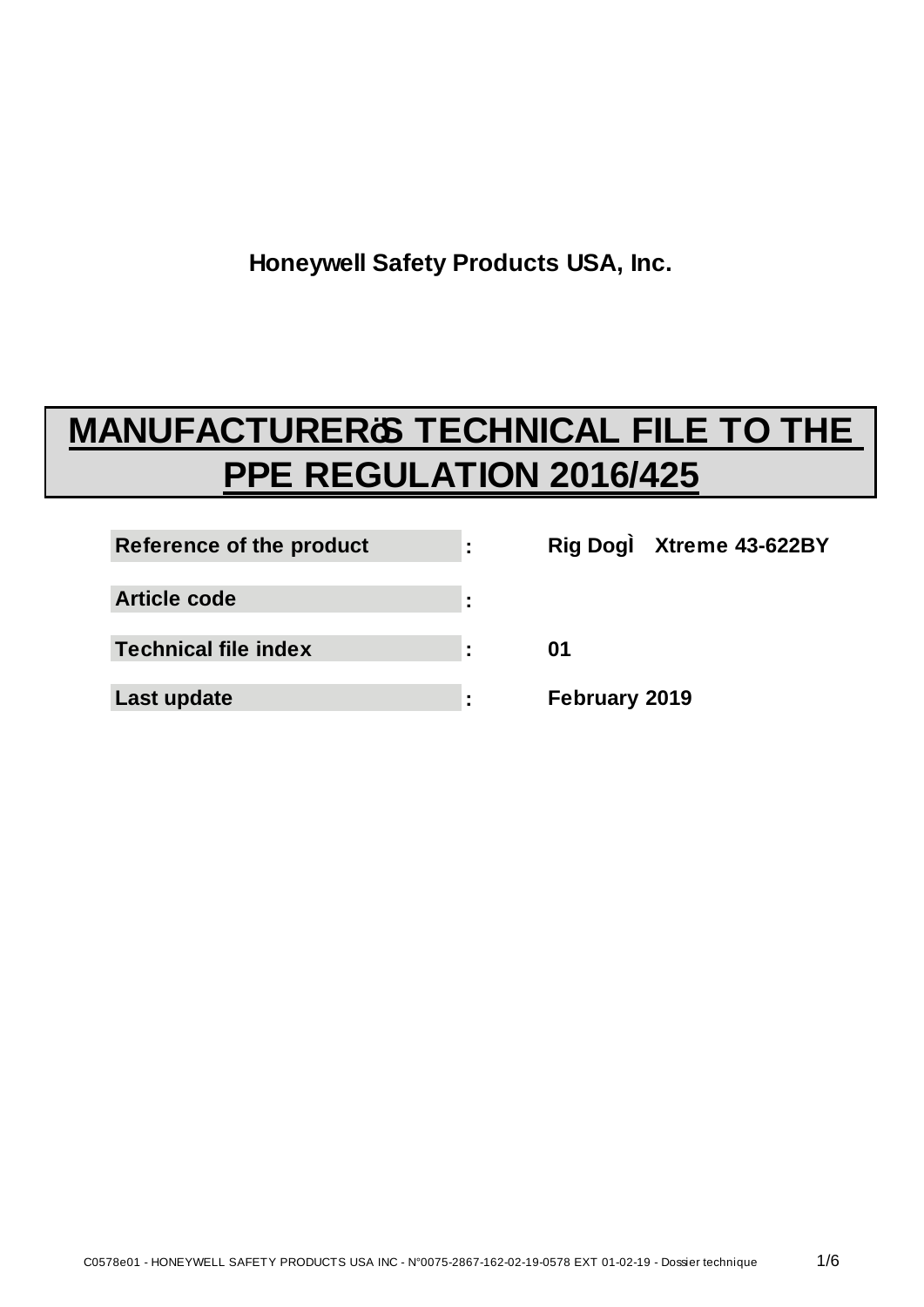**Honeywell Safety Products USA, Inc.**

# MANUFACTURERöS TECHNICAL FILE TO THE PPE REGULATION 2016/425

| | | |
|---|---|---|
| **Reference of the product** | **:** | **Rig DogÌ Xtreme 43-622BY** |
| **Article code** | **:** | |
| **Technical file index** | **:** | **01** |
| **Last update** | **:** | **February 2019** |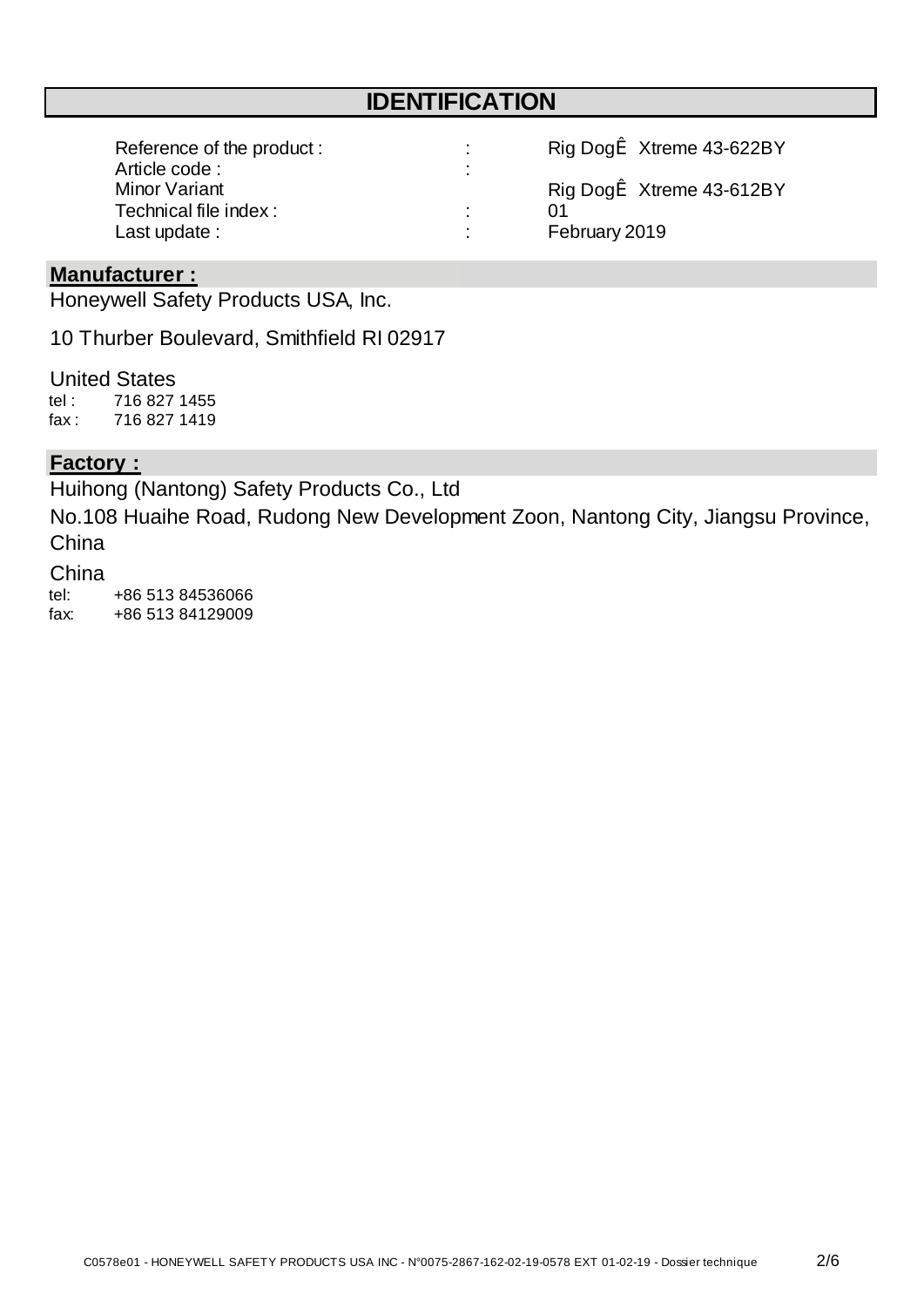# IDENTIFICATION

| | | |
|---|---|---|
| Reference of the product : | : | Rig DogÊ Xtreme 43-622BY |
| Article code : | : | |
| Minor Variant | | Rig DogÊ Xtreme 43-612BY |
| Technical file index : | : | 01 |
| Last update : | : | February 2019 |

## Manufacturer :

Honeywell Safety Products USA, Inc.

10 Thurber Boulevard, Smithfield RI 02917

United States

tel : 716 827 1455
fax : 716 827 1419

## Factory :

Huihong (Nantong) Safety Products Co., Ltd

No.108 Huaihe Road, Rudong New Development Zoon, Nantong City, Jiangsu Province, China

China

tel: +86 513 84536066
fax: +86 513 84129009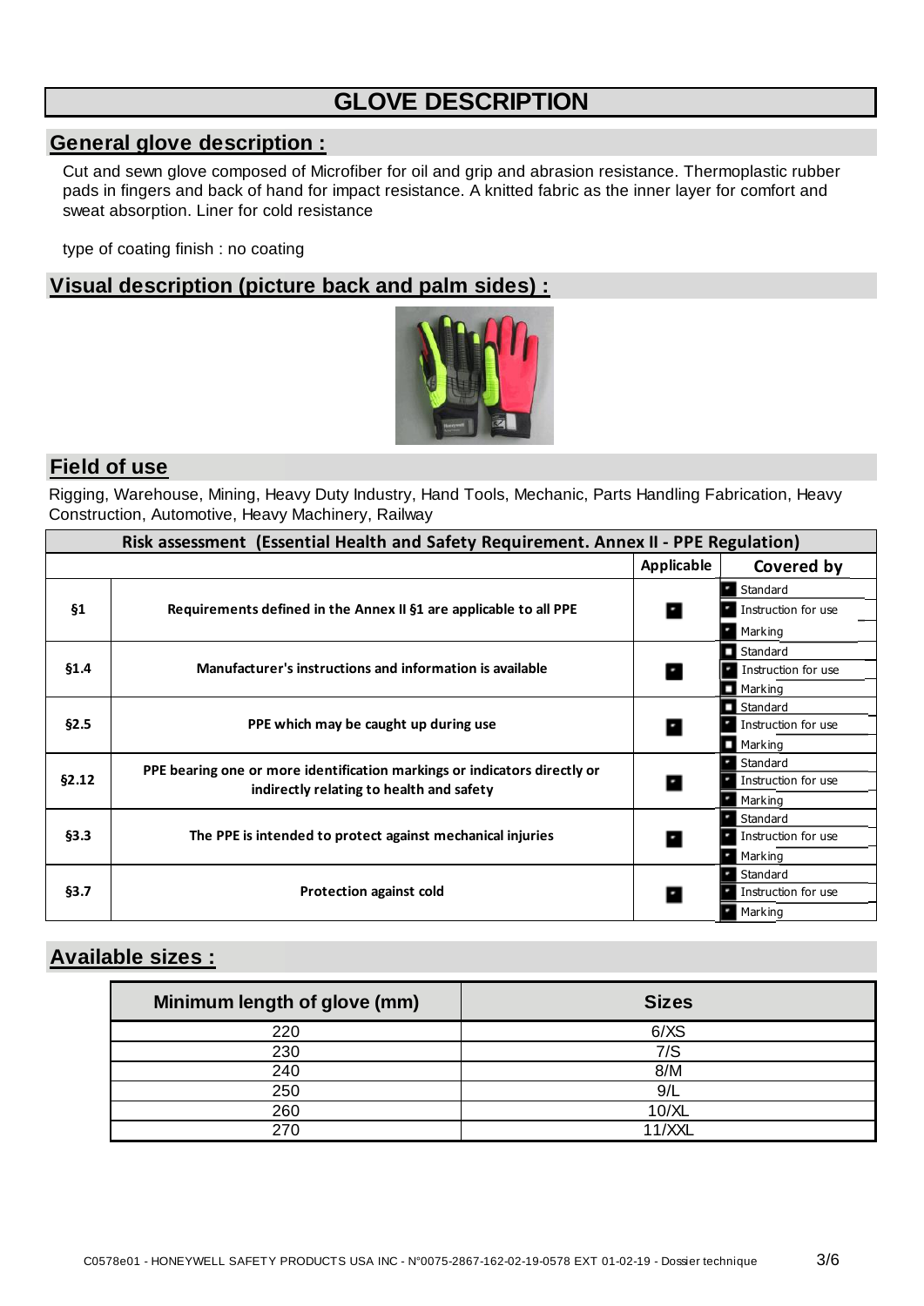# GLOVE DESCRIPTION

## General glove description :

Cut and sewn glove composed of Microfiber for oil and grip and abrasion resistance. Thermoplastic rubber pads in fingers and back of hand for impact resistance. A knitted fabric as the inner layer for comfort and sweat absorption. Liner for cold resistance

type of coating finish : no coating

## Visual description (picture back and palm sides) :

## Field of use

Rigging, Warehouse, Mining, Heavy Duty Industry, Hand Tools, Mechanic, Parts Handling Fabrication, Heavy Construction, Automotive, Heavy Machinery, Railway

| Risk assessment (Essential Health and Safety Requirement. Annex II - PPE Regulation) | | | |
|---|---|---|---|
| | | Applicable | Covered by |
| §1 | Requirements defined in the Annex II §1 are applicable to all PPE | [x] | [x] Standard<br>[x] Instruction for use<br>[x] Marking |
| §1.4 | Manufacturer's instructions and information is available | [x] | [ ] Standard<br>[x] Instruction for use<br>[ ] Marking |
| §2.5 | PPE which may be caught up during use | [x] | [ ] Standard<br>[x] Instruction for use<br>[ ] Marking |
| §2.12 | PPE bearing one or more identification markings or indicators directly or indirectly relating to health and safety | [x] | [x] Standard<br>[x] Instruction for use<br>[x] Marking |
| §3.3 | The PPE is intended to protect against mechanical injuries | [x] | [x] Standard<br>[x] Instruction for use<br>[x] Marking |
| §3.7 | Protection against cold | [x] | [x] Standard<br>[x] Instruction for use<br>[x] Marking |

## Available sizes :

| Minimum length of glove (mm) | Sizes |
|---|---|
| 220 | 6/XS |
| 230 | 7/S |
| 240 | 8/M |
| 250 | 9/L |
| 260 | 10/XL |
| 270 | 11/XXL |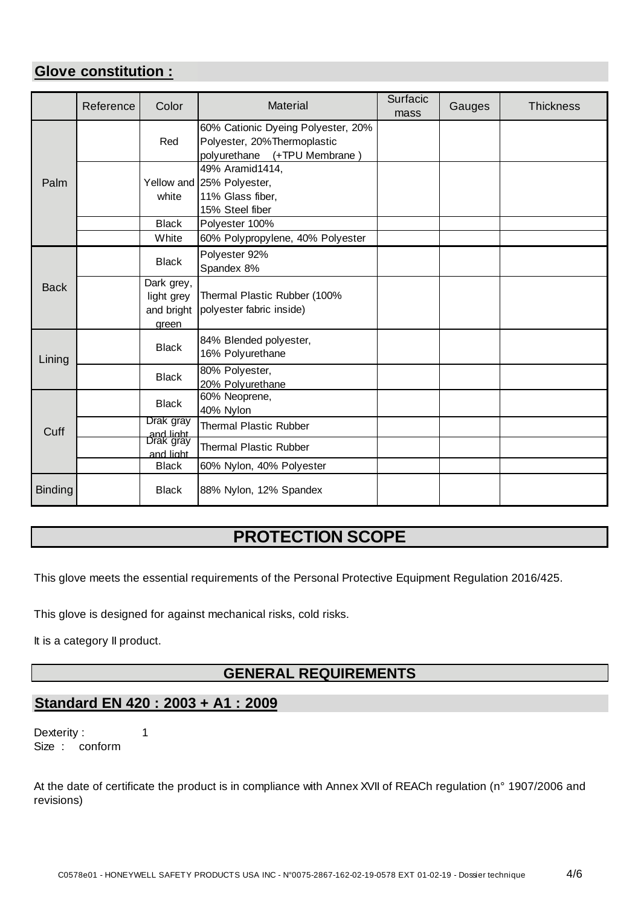## Glove constitution :

| | Reference | Color | Material | Surfacic mass | Gauges | Thickness |
|---|---|---|---|---|---|---|
| Palm | | Red | 60% Cationic Dyeing Polyester, 20% Polyester, 20%Thermoplastic polyurethane (+TPU Membrane ) | | | |
| | | Yellow and white | 49% Aramid1414, 25% Polyester, 11% Glass fiber, 15% Steel fiber | | | |
| | | Black | Polyester 100% | | | |
| | | White | 60% Polypropylene, 40% Polyester | | | |
| Back | | Black | Polyester 92% Spandex 8% | | | |
| | | Dark grey, light grey and bright green | Thermal Plastic Rubber (100% polyester fabric inside) | | | |
| Lining | | Black | 84% Blended polyester, 16% Polyurethane | | | |
| | | Black | 80% Polyester, 20% Polyurethane | | | |
| Cuff | | Black | 60% Neoprene, 40% Nylon | | | |
| | | Drak gray and light | Thermal Plastic Rubber | | | |
| | | Drak gray and light | Thermal Plastic Rubber | | | |
| | | Black | 60% Nylon, 40% Polyester | | | |
| Binding | | Black | 88% Nylon, 12% Spandex | | | |

## PROTECTION SCOPE

This glove meets the essential requirements of the Personal Protective Equipment Regulation 2016/425.

This glove is designed for against mechanical risks, cold risks.

It is a category II product.

## GENERAL REQUIREMENTS

## Standard EN 420 : 2003 + A1 : 2009

Dexterity : 1
Size : conform

At the date of certificate the product is in compliance with Annex XVII of REACh regulation (n° 1907/2006 and revisions)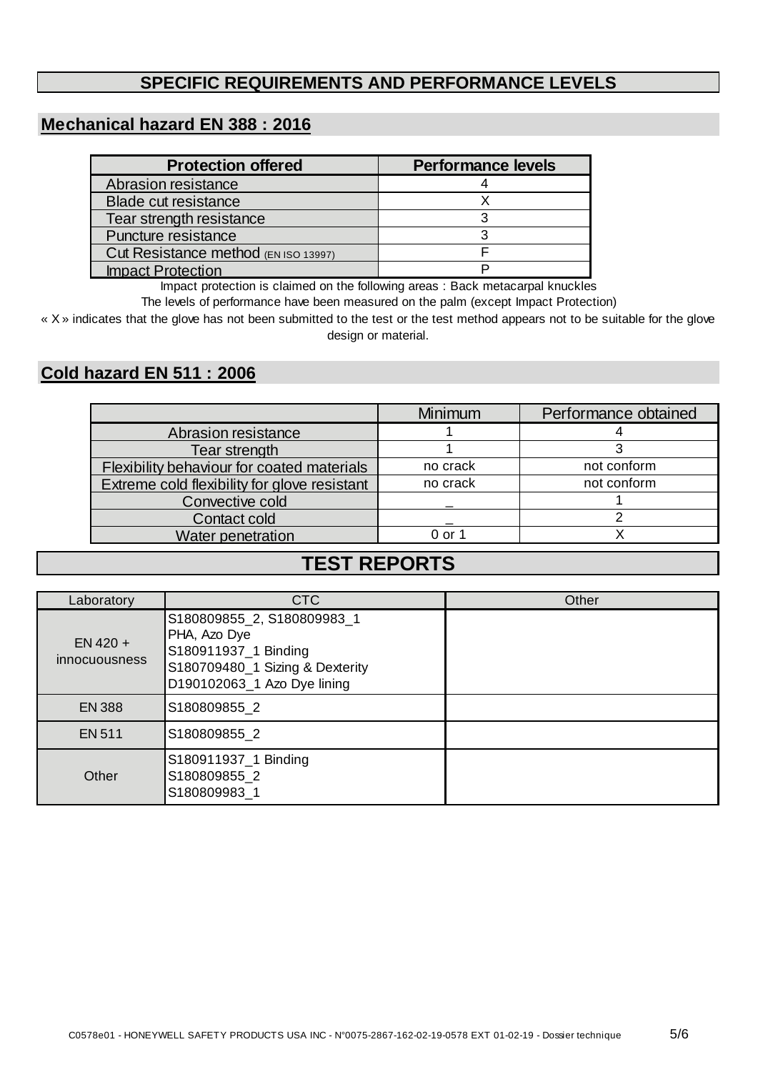# SPECIFIC REQUIREMENTS AND PERFORMANCE LEVELS

## Mechanical hazard EN 388 : 2016

| Protection offered | Performance levels |
|---|---|
| Abrasion resistance | 4 |
| Blade cut resistance | X |
| Tear strength resistance | 3 |
| Puncture resistance | 3 |
| Cut Resistance method (EN ISO 13997) | F |
| Impact Protection | P |

Impact protection is claimed on the following areas : Back metacarpal knuckles

The levels of performance have been measured on the palm (except Impact Protection)

« X » indicates that the glove has not been submitted to the test or the test method appears not to be suitable for the glove design or material.

## Cold hazard EN 511 : 2006

| | Minimum | Performance obtained |
|---|---|---|
| Abrasion resistance | 1 | 4 |
| Tear strength | 1 | 3 |
| Flexibility behaviour for coated materials | no crack | not conform |
| Extreme cold flexibility for glove resistant | no crack | not conform |
| Convective cold | _ | 1 |
| Contact cold | _ | 2 |
| Water penetration | 0 or 1 | X |

# TEST REPORTS

| Laboratory | CTC | Other |
|---|---|---|
| EN 420 + innocuousness | S180809855_2, S180809983_1<br>PHA, Azo Dye<br>S180911937_1 Binding<br>S180709480_1 Sizing & Dexterity<br>D190102063_1 Azo Dye lining | |
| EN 388 | S180809855_2 | |
| EN 511 | S180809855_2 | |
| Other | S180911937_1 Binding<br>S180809855_2<br>S180809983_1 | |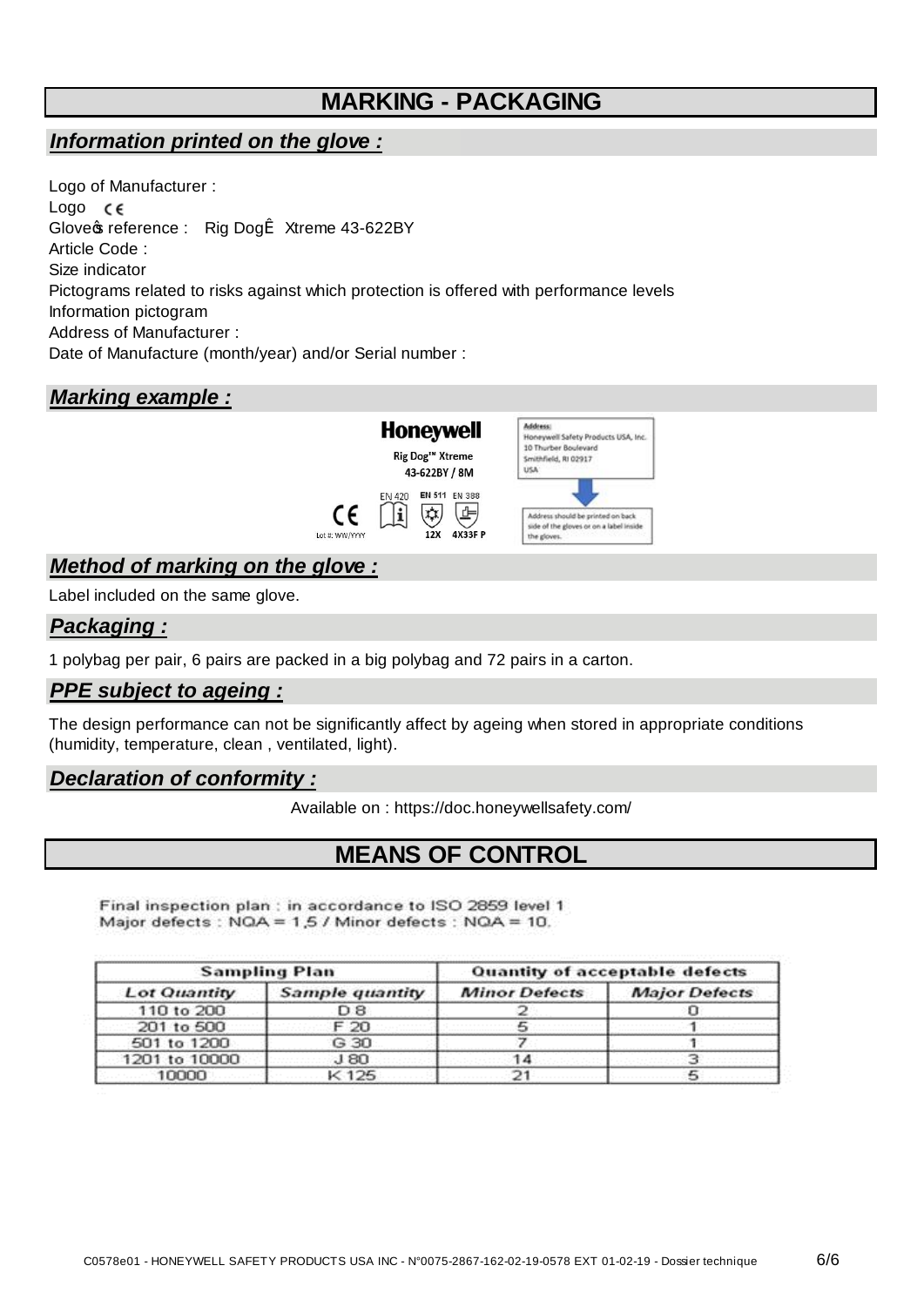# MARKING - PACKAGING

## *Information printed on the glove :*

Logo of Manufacturer :
Logo CE
Gloveṡ reference : Rig DogÊ Xtreme 43-622BY
Article Code :
Size indicator
Pictograms related to risks against which protection is offered with performance levels
Information pictogram
Address of Manufacturer :
Date of Manufacture (month/year) and/or Serial number :

## *Marking example :*

Honeywell
Rig Dog™ Xtreme
43-622BY / 8M
CE
Lot #: WW/YYYY
EN 420
EN 511 12X
EN 388 4X33F P

Address:
Honeywell Safety Products USA, Inc.
10 Thurber Boulevard
Smithfield, RI 02917
USA

Address should be printed on back side of the gloves or on a label inside the gloves.

## *Method of marking on the glove :*

Label included on the same glove.

## *Packaging :*

1 polybag per pair, 6 pairs are packed in a big polybag and 72 pairs in a carton.

## *PPE subject to ageing :*

The design performance can not be significantly affect by ageing when stored in appropriate conditions (humidity, temperature, clean , ventilated, light).

## *Declaration of conformity :*

Available on : https://doc.honeywellsafety.com/

# MEANS OF CONTROL

Final inspection plan : in accordance to ISO 2859 level 1
Major defects : NQA = 1,5 / Minor defects : NQA = 10.

| Sampling Plan | | Quantity of acceptable defects | |
|---|---|---|---|
| *Lot Quantity* | *Sample quantity* | *Minor Defects* | *Major Defects* |
| 110 to 200 | D 8 | 2 | 0 |
| 201 to 500 | F 20 | 5 | 1 |
| 501 to 1200 | G 30 | 7 | 1 |
| 1201 to 10000 | J 80 | 14 | 3 |
| 10000 | K 125 | 21 | 5 |